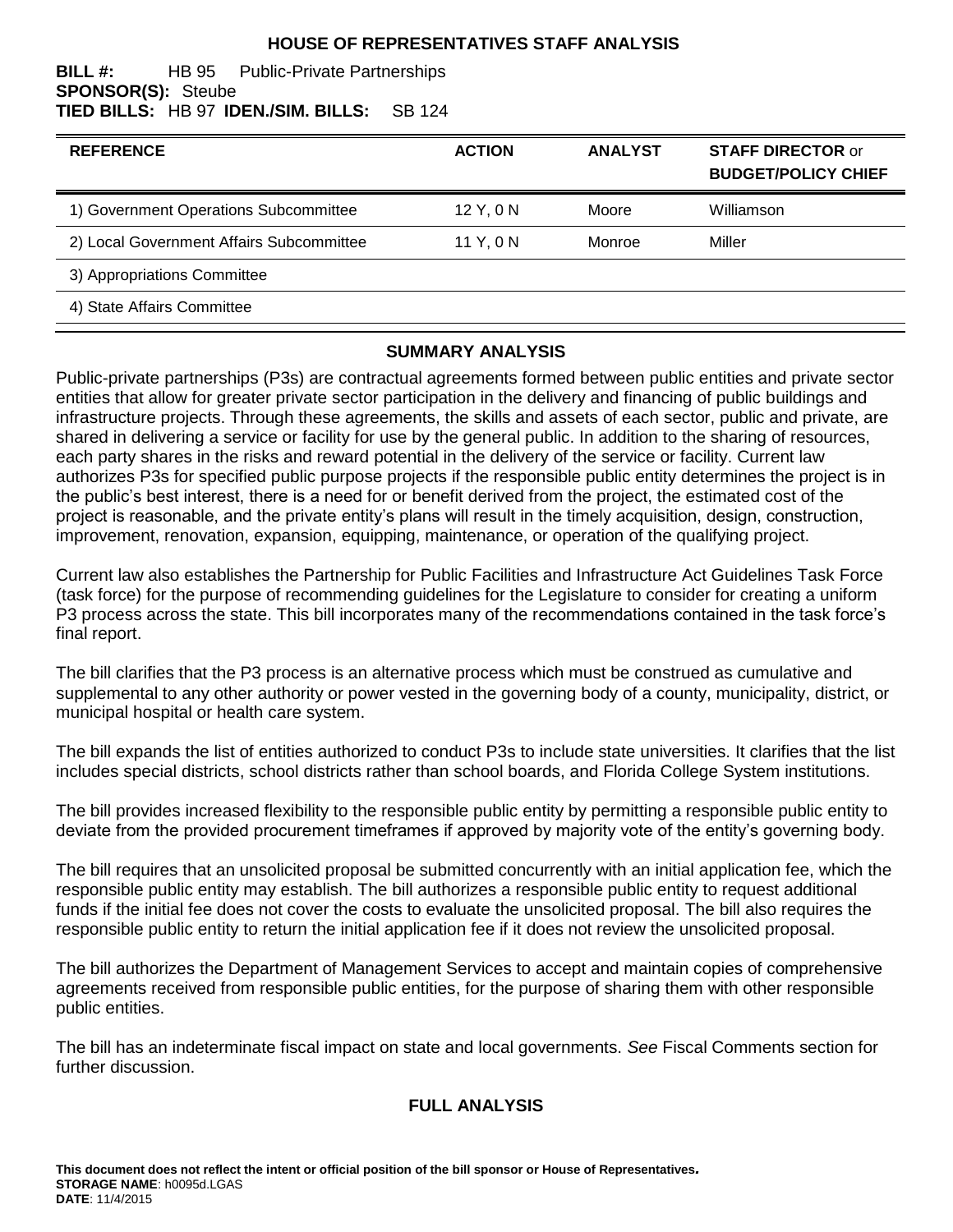# HOUSE OF REPRESENTATIVES STAFF ANALYSIS

**BILL #:** HB 95 Public-Private Partnerships
**SPONSOR(S):** Steube
**TIED BILLS:** HB 97 **IDEN./SIM. BILLS:** SB 124

| REFERENCE | ACTION | ANALYST | STAFF DIRECTOR or BUDGET/POLICY CHIEF |
|---|---|---|---|
| 1) Government Operations Subcommittee | 12 Y, 0 N | Moore | Williamson |
| 2) Local Government Affairs Subcommittee | 11 Y, 0 N | Monroe | Miller |
| 3) Appropriations Committee | | | |
| 4) State Affairs Committee | | | |

## SUMMARY ANALYSIS

Public-private partnerships (P3s) are contractual agreements formed between public entities and private sector entities that allow for greater private sector participation in the delivery and financing of public buildings and infrastructure projects. Through these agreements, the skills and assets of each sector, public and private, are shared in delivering a service or facility for use by the general public. In addition to the sharing of resources, each party shares in the risks and reward potential in the delivery of the service or facility. Current law authorizes P3s for specified public purpose projects if the responsible public entity determines the project is in the public's best interest, there is a need for or benefit derived from the project, the estimated cost of the project is reasonable, and the private entity's plans will result in the timely acquisition, design, construction, improvement, renovation, expansion, equipping, maintenance, or operation of the qualifying project.

Current law also establishes the Partnership for Public Facilities and Infrastructure Act Guidelines Task Force (task force) for the purpose of recommending guidelines for the Legislature to consider for creating a uniform P3 process across the state. This bill incorporates many of the recommendations contained in the task force's final report.

The bill clarifies that the P3 process is an alternative process which must be construed as cumulative and supplemental to any other authority or power vested in the governing body of a county, municipality, district, or municipal hospital or health care system.

The bill expands the list of entities authorized to conduct P3s to include state universities. It clarifies that the list includes special districts, school districts rather than school boards, and Florida College System institutions.

The bill provides increased flexibility to the responsible public entity by permitting a responsible public entity to deviate from the provided procurement timeframes if approved by majority vote of the entity's governing body.

The bill requires that an unsolicited proposal be submitted concurrently with an initial application fee, which the responsible public entity may establish. The bill authorizes a responsible public entity to request additional funds if the initial fee does not cover the costs to evaluate the unsolicited proposal. The bill also requires the responsible public entity to return the initial application fee if it does not review the unsolicited proposal.

The bill authorizes the Department of Management Services to accept and maintain copies of comprehensive agreements received from responsible public entities, for the purpose of sharing them with other responsible public entities.

The bill has an indeterminate fiscal impact on state and local governments. *See* Fiscal Comments section for further discussion.

## FULL ANALYSIS

**This document does not reflect the intent or official position of the bill sponsor or House of Representatives.**
**STORAGE NAME**: h0095d.LGAS
**DATE**: 11/4/2015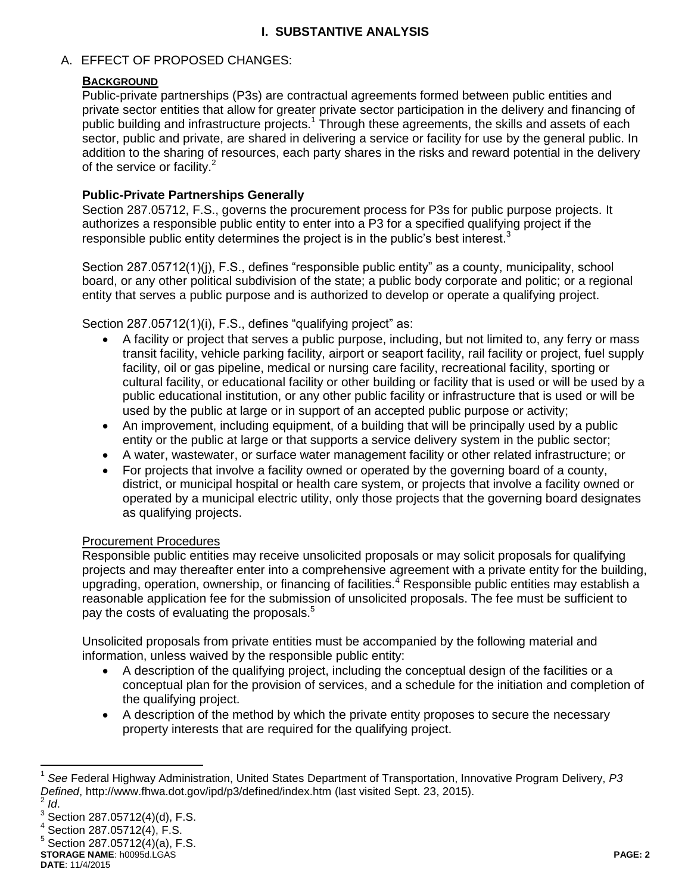## I. SUBSTANTIVE ANALYSIS

### A. EFFECT OF PROPOSED CHANGES:

**BACKGROUND**

Public-private partnerships (P3s) are contractual agreements formed between public entities and private sector entities that allow for greater private sector participation in the delivery and financing of public building and infrastructure projects.[1] Through these agreements, the skills and assets of each sector, public and private, are shared in delivering a service or facility for use by the general public. In addition to the sharing of resources, each party shares in the risks and reward potential in the delivery of the service or facility.[2]

**Public-Private Partnerships Generally**

Section 287.05712, F.S., governs the procurement process for P3s for public purpose projects. It authorizes a responsible public entity to enter into a P3 for a specified qualifying project if the responsible public entity determines the project is in the public's best interest.[3]

Section 287.05712(1)(j), F.S., defines "responsible public entity" as a county, municipality, school board, or any other political subdivision of the state; a public body corporate and politic; or a regional entity that serves a public purpose and is authorized to develop or operate a qualifying project.

Section 287.05712(1)(i), F.S., defines "qualifying project" as:

- A facility or project that serves a public purpose, including, but not limited to, any ferry or mass transit facility, vehicle parking facility, airport or seaport facility, rail facility or project, fuel supply facility, oil or gas pipeline, medical or nursing care facility, recreational facility, sporting or cultural facility, or educational facility or other building or facility that is used or will be used by a public educational institution, or any other public facility or infrastructure that is used or will be used by the public at large or in support of an accepted public purpose or activity;
- An improvement, including equipment, of a building that will be principally used by a public entity or the public at large or that supports a service delivery system in the public sector;
- A water, wastewater, or surface water management facility or other related infrastructure; or
- For projects that involve a facility owned or operated by the governing board of a county, district, or municipal hospital or health care system, or projects that involve a facility owned or operated by a municipal electric utility, only those projects that the governing board designates as qualifying projects.

<u>Procurement Procedures</u>

Responsible public entities may receive unsolicited proposals or may solicit proposals for qualifying projects and may thereafter enter into a comprehensive agreement with a private entity for the building, upgrading, operation, ownership, or financing of facilities.[4] Responsible public entities may establish a reasonable application fee for the submission of unsolicited proposals. The fee must be sufficient to pay the costs of evaluating the proposals.[5]

Unsolicited proposals from private entities must be accompanied by the following material and information, unless waived by the responsible public entity:

- A description of the qualifying project, including the conceptual design of the facilities or a conceptual plan for the provision of services, and a schedule for the initiation and completion of the qualifying project.
- A description of the method by which the private entity proposes to secure the necessary property interests that are required for the qualifying project.

---

[1] *See* Federal Highway Administration, United States Department of Transportation, Innovative Program Delivery, *P3 Defined*, http://www.fhwa.dot.gov/ipd/p3/defined/index.htm (last visited Sept. 23, 2015).

[2] *Id*.

[3] Section 287.05712(4)(d), F.S.

[4] Section 287.05712(4), F.S.

[5] Section 287.05712(4)(a), F.S.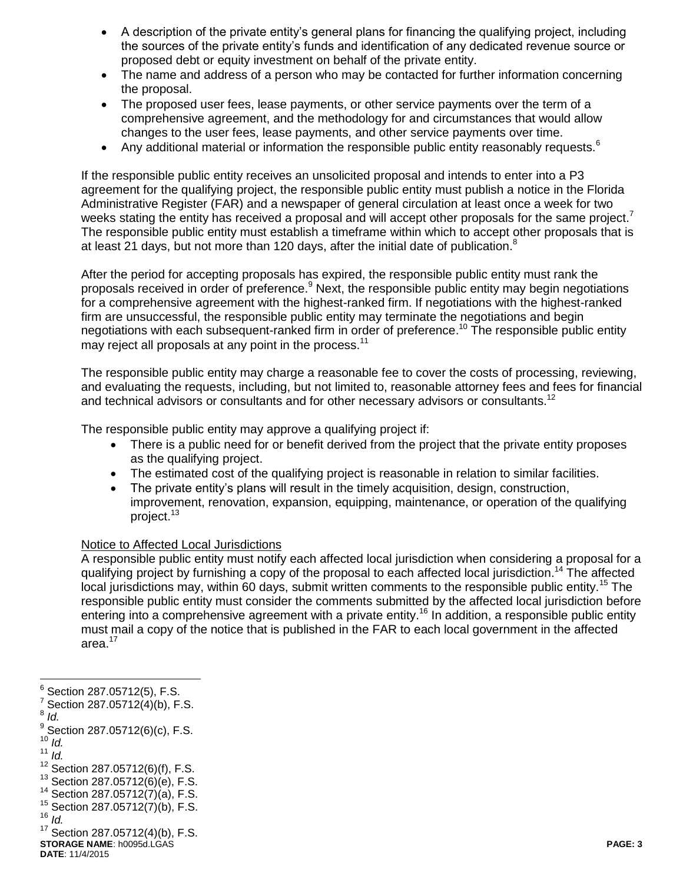- A description of the private entity's general plans for financing the qualifying project, including the sources of the private entity's funds and identification of any dedicated revenue source or proposed debt or equity investment on behalf of the private entity.
- The name and address of a person who may be contacted for further information concerning the proposal.
- The proposed user fees, lease payments, or other service payments over the term of a comprehensive agreement, and the methodology for and circumstances that would allow changes to the user fees, lease payments, and other service payments over time.
- Any additional material or information the responsible public entity reasonably requests.[6]

If the responsible public entity receives an unsolicited proposal and intends to enter into a P3 agreement for the qualifying project, the responsible public entity must publish a notice in the Florida Administrative Register (FAR) and a newspaper of general circulation at least once a week for two weeks stating the entity has received a proposal and will accept other proposals for the same project.[7] The responsible public entity must establish a timeframe within which to accept other proposals that is at least 21 days, but not more than 120 days, after the initial date of publication.[8]

After the period for accepting proposals has expired, the responsible public entity must rank the proposals received in order of preference.[9] Next, the responsible public entity may begin negotiations for a comprehensive agreement with the highest-ranked firm. If negotiations with the highest-ranked firm are unsuccessful, the responsible public entity may terminate the negotiations and begin negotiations with each subsequent-ranked firm in order of preference.[10] The responsible public entity may reject all proposals at any point in the process.[11]

The responsible public entity may charge a reasonable fee to cover the costs of processing, reviewing, and evaluating the requests, including, but not limited to, reasonable attorney fees and fees for financial and technical advisors or consultants and for other necessary advisors or consultants.[12]

The responsible public entity may approve a qualifying project if:

- There is a public need for or benefit derived from the project that the private entity proposes as the qualifying project.
- The estimated cost of the qualifying project is reasonable in relation to similar facilities.
- The private entity's plans will result in the timely acquisition, design, construction, improvement, renovation, expansion, equipping, maintenance, or operation of the qualifying project.[13]

Notice to Affected Local Jurisdictions

A responsible public entity must notify each affected local jurisdiction when considering a proposal for a qualifying project by furnishing a copy of the proposal to each affected local jurisdiction.[14] The affected local jurisdictions may, within 60 days, submit written comments to the responsible public entity.[15] The responsible public entity must consider the comments submitted by the affected local jurisdiction before entering into a comprehensive agreement with a private entity.[16] In addition, a responsible public entity must mail a copy of the notice that is published in the FAR to each local government in the affected area.[17]

---

[6] Section 287.05712(5), F.S.
[7] Section 287.05712(4)(b), F.S.
[8] *Id.*
[9] Section 287.05712(6)(c), F.S.
[10] *Id.*
[11] *Id.*
[12] Section 287.05712(6)(f), F.S.
[13] Section 287.05712(6)(e), F.S.
[14] Section 287.05712(7)(a), F.S.
[15] Section 287.05712(7)(b), F.S.
[16] *Id.*
[17] Section 287.05712(4)(b), F.S.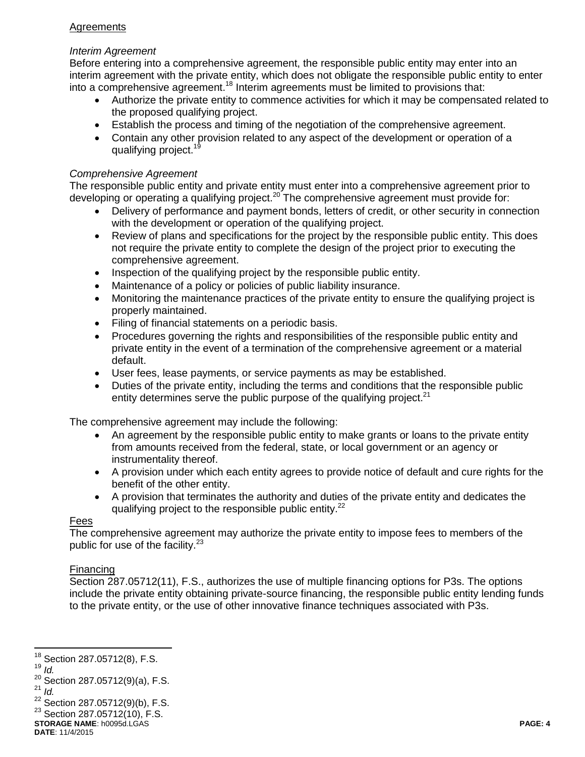Agreements

*Interim Agreement*

Before entering into a comprehensive agreement, the responsible public entity may enter into an interim agreement with the private entity, which does not obligate the responsible public entity to enter into a comprehensive agreement.[18] Interim agreements must be limited to provisions that:

- Authorize the private entity to commence activities for which it may be compensated related to the proposed qualifying project.
- Establish the process and timing of the negotiation of the comprehensive agreement.
- Contain any other provision related to any aspect of the development or operation of a qualifying project.[19]

*Comprehensive Agreement*

The responsible public entity and private entity must enter into a comprehensive agreement prior to developing or operating a qualifying project.[20] The comprehensive agreement must provide for:

- Delivery of performance and payment bonds, letters of credit, or other security in connection with the development or operation of the qualifying project.
- Review of plans and specifications for the project by the responsible public entity. This does not require the private entity to complete the design of the project prior to executing the comprehensive agreement.
- Inspection of the qualifying project by the responsible public entity.
- Maintenance of a policy or policies of public liability insurance.
- Monitoring the maintenance practices of the private entity to ensure the qualifying project is properly maintained.
- Filing of financial statements on a periodic basis.
- Procedures governing the rights and responsibilities of the responsible public entity and private entity in the event of a termination of the comprehensive agreement or a material default.
- User fees, lease payments, or service payments as may be established.
- Duties of the private entity, including the terms and conditions that the responsible public entity determines serve the public purpose of the qualifying project.[21]

The comprehensive agreement may include the following:

- An agreement by the responsible public entity to make grants or loans to the private entity from amounts received from the federal, state, or local government or an agency or instrumentality thereof.
- A provision under which each entity agrees to provide notice of default and cure rights for the benefit of the other entity.
- A provision that terminates the authority and duties of the private entity and dedicates the qualifying project to the responsible public entity.[22]

Fees

The comprehensive agreement may authorize the private entity to impose fees to members of the public for use of the facility.[23]

Financing

Section 287.05712(11), F.S., authorizes the use of multiple financing options for P3s. The options include the private entity obtaining private-source financing, the responsible public entity lending funds to the private entity, or the use of other innovative finance techniques associated with P3s.

---

[18] Section 287.05712(8), F.S.
[19] *Id.*
[20] Section 287.05712(9)(a), F.S.
[21] *Id.*
[22] Section 287.05712(9)(b), F.S.
[23] Section 287.05712(10), F.S.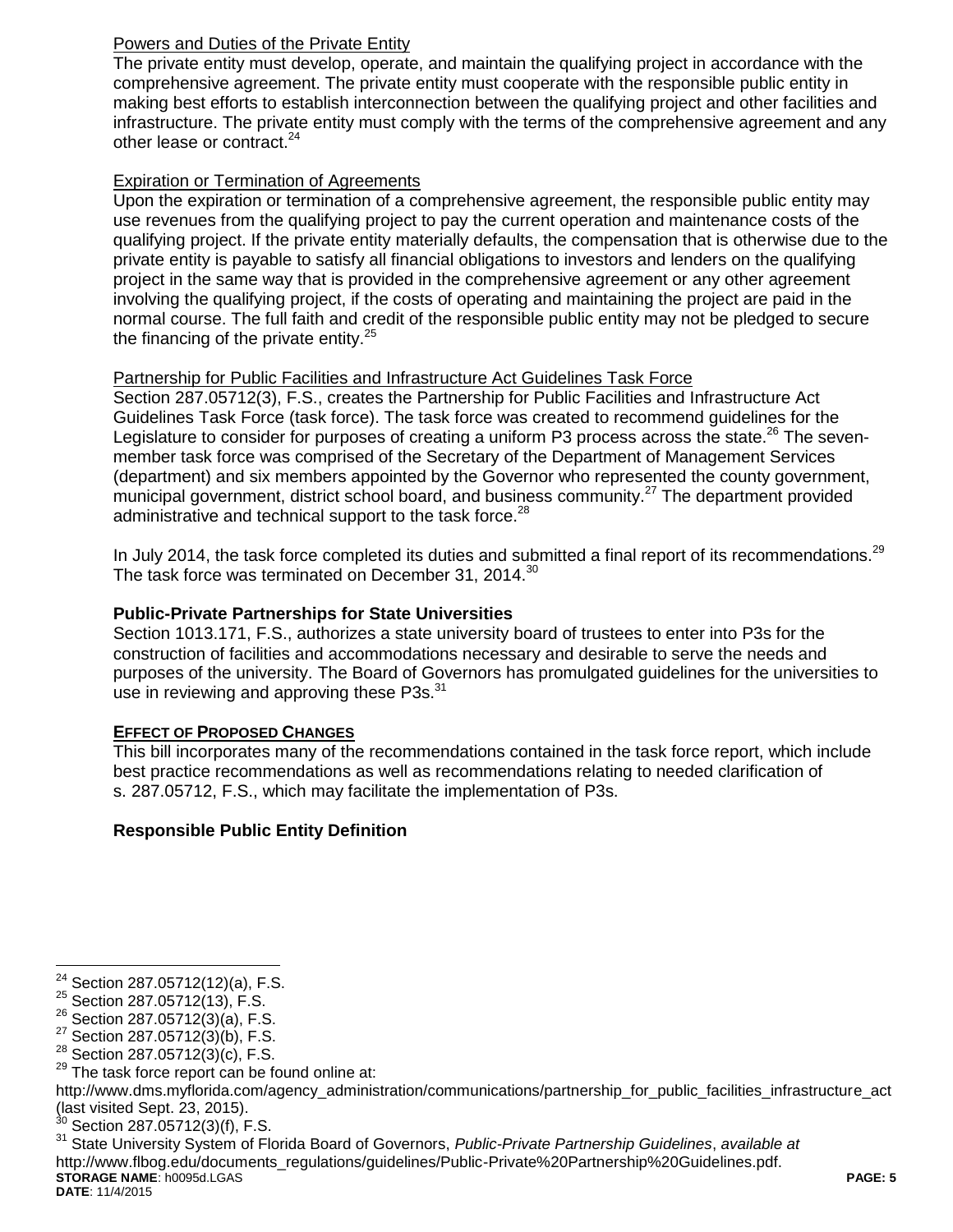Powers and Duties of the Private Entity

The private entity must develop, operate, and maintain the qualifying project in accordance with the comprehensive agreement. The private entity must cooperate with the responsible public entity in making best efforts to establish interconnection between the qualifying project and other facilities and infrastructure. The private entity must comply with the terms of the comprehensive agreement and any other lease or contract.[24]

Expiration or Termination of Agreements

Upon the expiration or termination of a comprehensive agreement, the responsible public entity may use revenues from the qualifying project to pay the current operation and maintenance costs of the qualifying project. If the private entity materially defaults, the compensation that is otherwise due to the private entity is payable to satisfy all financial obligations to investors and lenders on the qualifying project in the same way that is provided in the comprehensive agreement or any other agreement involving the qualifying project, if the costs of operating and maintaining the project are paid in the normal course. The full faith and credit of the responsible public entity may not be pledged to secure the financing of the private entity.[25]

Partnership for Public Facilities and Infrastructure Act Guidelines Task Force

Section 287.05712(3), F.S., creates the Partnership for Public Facilities and Infrastructure Act Guidelines Task Force (task force). The task force was created to recommend guidelines for the Legislature to consider for purposes of creating a uniform P3 process across the state.[26] The seven-member task force was comprised of the Secretary of the Department of Management Services (department) and six members appointed by the Governor who represented the county government, municipal government, district school board, and business community.[27] The department provided administrative and technical support to the task force.[28]

In July 2014, the task force completed its duties and submitted a final report of its recommendations.[29] The task force was terminated on December 31, 2014.[30]

**Public-Private Partnerships for State Universities**

Section 1013.171, F.S., authorizes a state university board of trustees to enter into P3s for the construction of facilities and accommodations necessary and desirable to serve the needs and purposes of the university. The Board of Governors has promulgated guidelines for the universities to use in reviewing and approving these P3s.[31]

**EFFECT OF PROPOSED CHANGES**

This bill incorporates many of the recommendations contained in the task force report, which include best practice recommendations as well as recommendations relating to needed clarification of s. 287.05712, F.S., which may facilitate the implementation of P3s.

**Responsible Public Entity Definition**

---

[24] Section 287.05712(12)(a), F.S.

[25] Section 287.05712(13), F.S.

[26] Section 287.05712(3)(a), F.S.

[27] Section 287.05712(3)(b), F.S.

[28] Section 287.05712(3)(c), F.S.

[29] The task force report can be found online at: http://www.dms.myflorida.com/agency_administration/communications/partnership_for_public_facilities_infrastructure_act (last visited Sept. 23, 2015).

[30] Section 287.05712(3)(f), F.S.

[31] State University System of Florida Board of Governors, *Public-Private Partnership Guidelines*, *available at* http://www.flbog.edu/documents_regulations/guidelines/Public-Private%20Partnership%20Guidelines.pdf.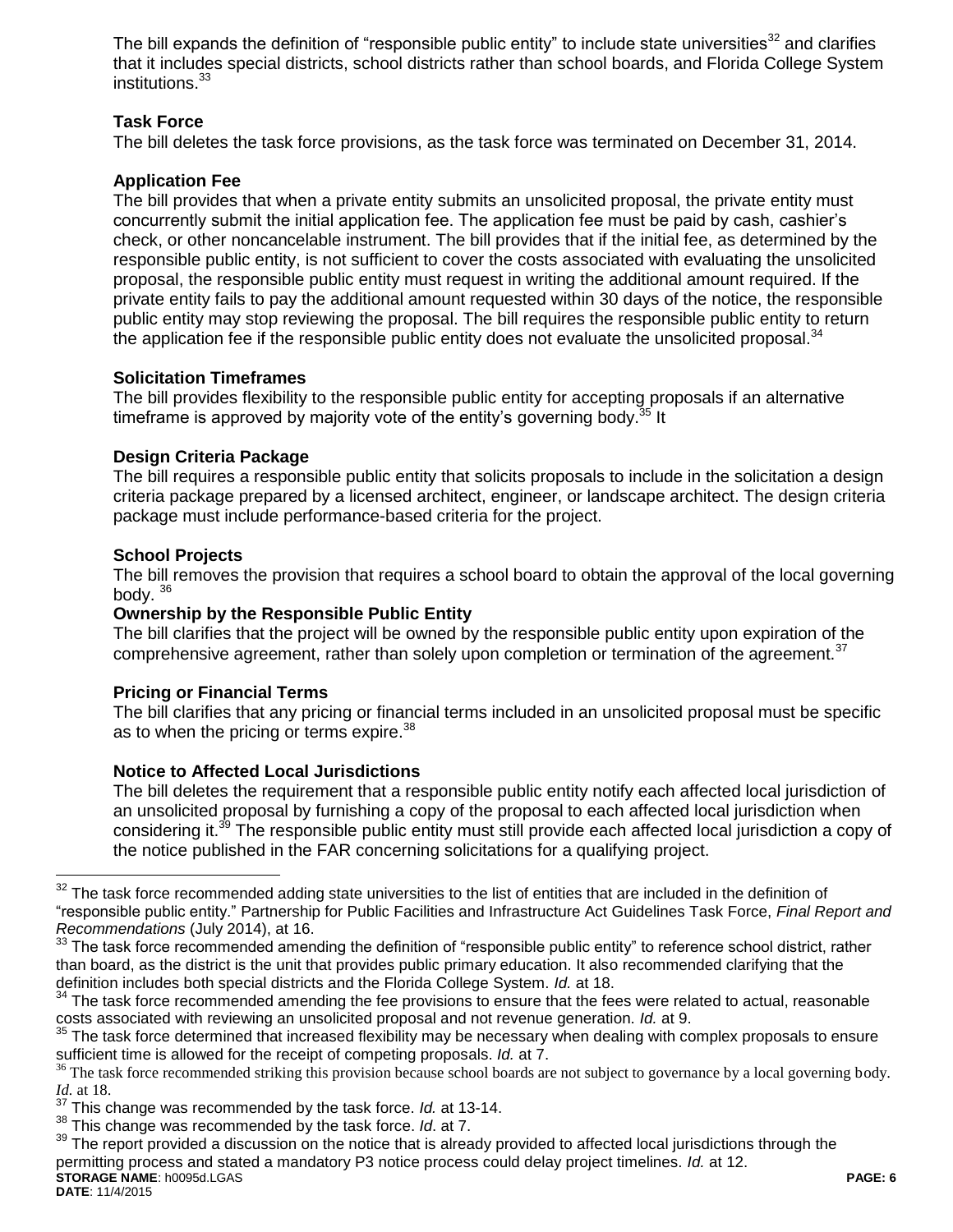The bill expands the definition of "responsible public entity" to include state universities[32] and clarifies that it includes special districts, school districts rather than school boards, and Florida College System institutions.[33]

**Task Force**

The bill deletes the task force provisions, as the task force was terminated on December 31, 2014.

**Application Fee**

The bill provides that when a private entity submits an unsolicited proposal, the private entity must concurrently submit the initial application fee. The application fee must be paid by cash, cashier's check, or other noncancelable instrument. The bill provides that if the initial fee, as determined by the responsible public entity, is not sufficient to cover the costs associated with evaluating the unsolicited proposal, the responsible public entity must request in writing the additional amount required. If the private entity fails to pay the additional amount requested within 30 days of the notice, the responsible public entity may stop reviewing the proposal. The bill requires the responsible public entity to return the application fee if the responsible public entity does not evaluate the unsolicited proposal.[34]

**Solicitation Timeframes**

The bill provides flexibility to the responsible public entity for accepting proposals if an alternative timeframe is approved by majority vote of the entity's governing body.[35] It

**Design Criteria Package**

The bill requires a responsible public entity that solicits proposals to include in the solicitation a design criteria package prepared by a licensed architect, engineer, or landscape architect. The design criteria package must include performance-based criteria for the project.

**School Projects**

The bill removes the provision that requires a school board to obtain the approval of the local governing body.[36]

**Ownership by the Responsible Public Entity**

The bill clarifies that the project will be owned by the responsible public entity upon expiration of the comprehensive agreement, rather than solely upon completion or termination of the agreement.[37]

**Pricing or Financial Terms**

The bill clarifies that any pricing or financial terms included in an unsolicited proposal must be specific as to when the pricing or terms expire.[38]

**Notice to Affected Local Jurisdictions**

The bill deletes the requirement that a responsible public entity notify each affected local jurisdiction of an unsolicited proposal by furnishing a copy of the proposal to each affected local jurisdiction when considering it.[39] The responsible public entity must still provide each affected local jurisdiction a copy of the notice published in the FAR concerning solicitations for a qualifying project.

---

[32] The task force recommended adding state universities to the list of entities that are included in the definition of "responsible public entity." Partnership for Public Facilities and Infrastructure Act Guidelines Task Force, *Final Report and Recommendations* (July 2014), at 16.

[33] The task force recommended amending the definition of "responsible public entity" to reference school district, rather than board, as the district is the unit that provides public primary education. It also recommended clarifying that the definition includes both special districts and the Florida College System. *Id.* at 18.

[34] The task force recommended amending the fee provisions to ensure that the fees were related to actual, reasonable costs associated with reviewing an unsolicited proposal and not revenue generation. *Id.* at 9.

[35] The task force determined that increased flexibility may be necessary when dealing with complex proposals to ensure sufficient time is allowed for the receipt of competing proposals. *Id.* at 7.

[36] The task force recommended striking this provision because school boards are not subject to governance by a local governing body. *Id.* at 18.

[37] This change was recommended by the task force. *Id.* at 13-14.

[38] This change was recommended by the task force. *Id*. at 7.

[39] The report provided a discussion on the notice that is already provided to affected local jurisdictions through the permitting process and stated a mandatory P3 notice process could delay project timelines. *Id.* at 12.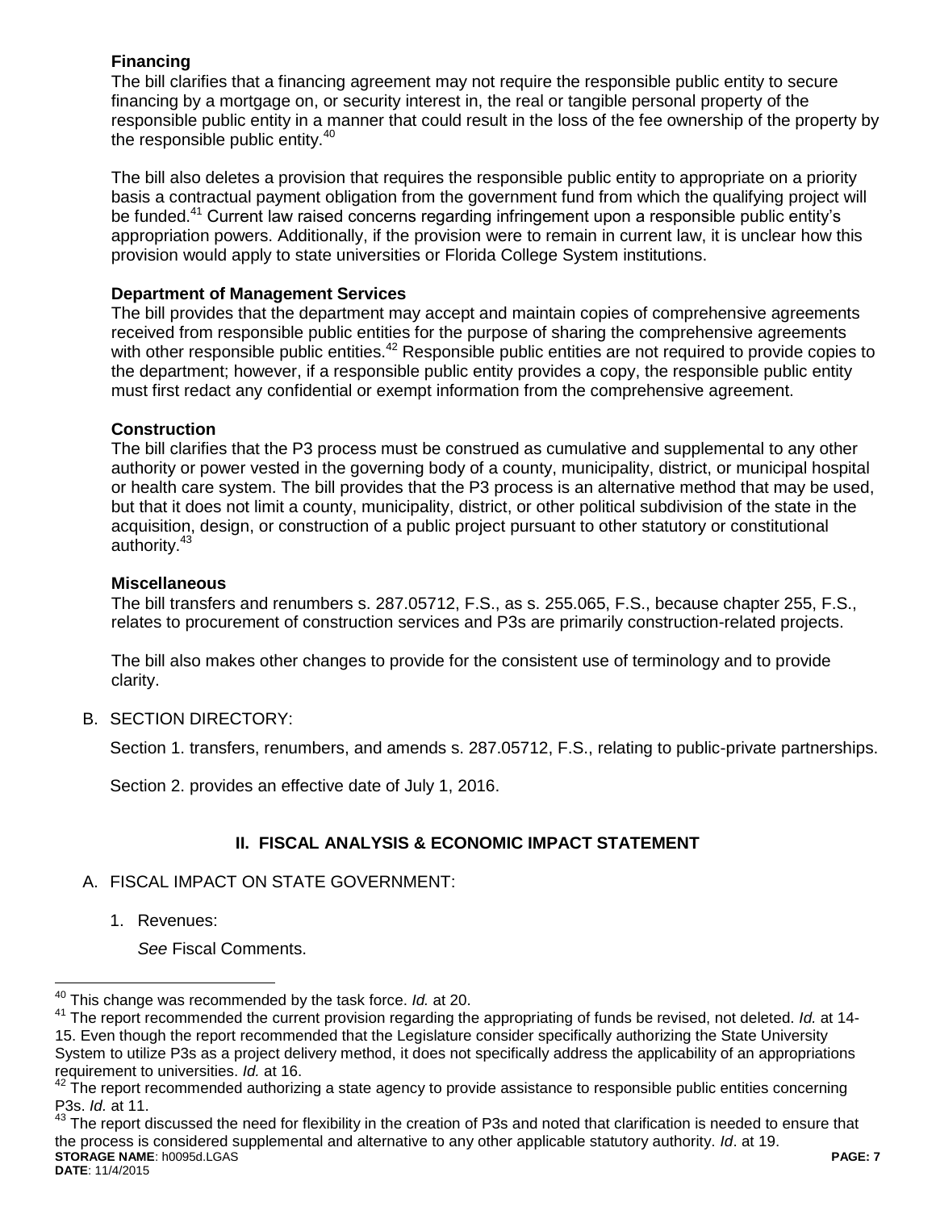### Financing

The bill clarifies that a financing agreement may not require the responsible public entity to secure financing by a mortgage on, or security interest in, the real or tangible personal property of the responsible public entity in a manner that could result in the loss of the fee ownership of the property by the responsible public entity.[40]

The bill also deletes a provision that requires the responsible public entity to appropriate on a priority basis a contractual payment obligation from the government fund from which the qualifying project will be funded.[41] Current law raised concerns regarding infringement upon a responsible public entity's appropriation powers. Additionally, if the provision were to remain in current law, it is unclear how this provision would apply to state universities or Florida College System institutions.

### Department of Management Services

The bill provides that the department may accept and maintain copies of comprehensive agreements received from responsible public entities for the purpose of sharing the comprehensive agreements with other responsible public entities.[42] Responsible public entities are not required to provide copies to the department; however, if a responsible public entity provides a copy, the responsible public entity must first redact any confidential or exempt information from the comprehensive agreement.

### Construction

The bill clarifies that the P3 process must be construed as cumulative and supplemental to any other authority or power vested in the governing body of a county, municipality, district, or municipal hospital or health care system. The bill provides that the P3 process is an alternative method that may be used, but that it does not limit a county, municipality, district, or other political subdivision of the state in the acquisition, design, or construction of a public project pursuant to other statutory or constitutional authority.[43]

### Miscellaneous

The bill transfers and renumbers s. 287.05712, F.S., as s. 255.065, F.S., because chapter 255, F.S., relates to procurement of construction services and P3s are primarily construction-related projects.

The bill also makes other changes to provide for the consistent use of terminology and to provide clarity.

B. SECTION DIRECTORY:

Section 1. transfers, renumbers, and amends s. 287.05712, F.S., relating to public-private partnerships.

Section 2. provides an effective date of July 1, 2016.

## II. FISCAL ANALYSIS & ECONOMIC IMPACT STATEMENT

A. FISCAL IMPACT ON STATE GOVERNMENT:

1. Revenues:

   *See* Fiscal Comments.

---

[40] This change was recommended by the task force. *Id.* at 20.

[41] The report recommended the current provision regarding the appropriating of funds be revised, not deleted. *Id.* at 14-15. Even though the report recommended that the Legislature consider specifically authorizing the State University System to utilize P3s as a project delivery method, it does not specifically address the applicability of an appropriations requirement to universities. *Id.* at 16.

[42] The report recommended authorizing a state agency to provide assistance to responsible public entities concerning P3s. *Id.* at 11.

[43] The report discussed the need for flexibility in the creation of P3s and noted that clarification is needed to ensure that the process is considered supplemental and alternative to any other applicable statutory authority. *Id*. at 19.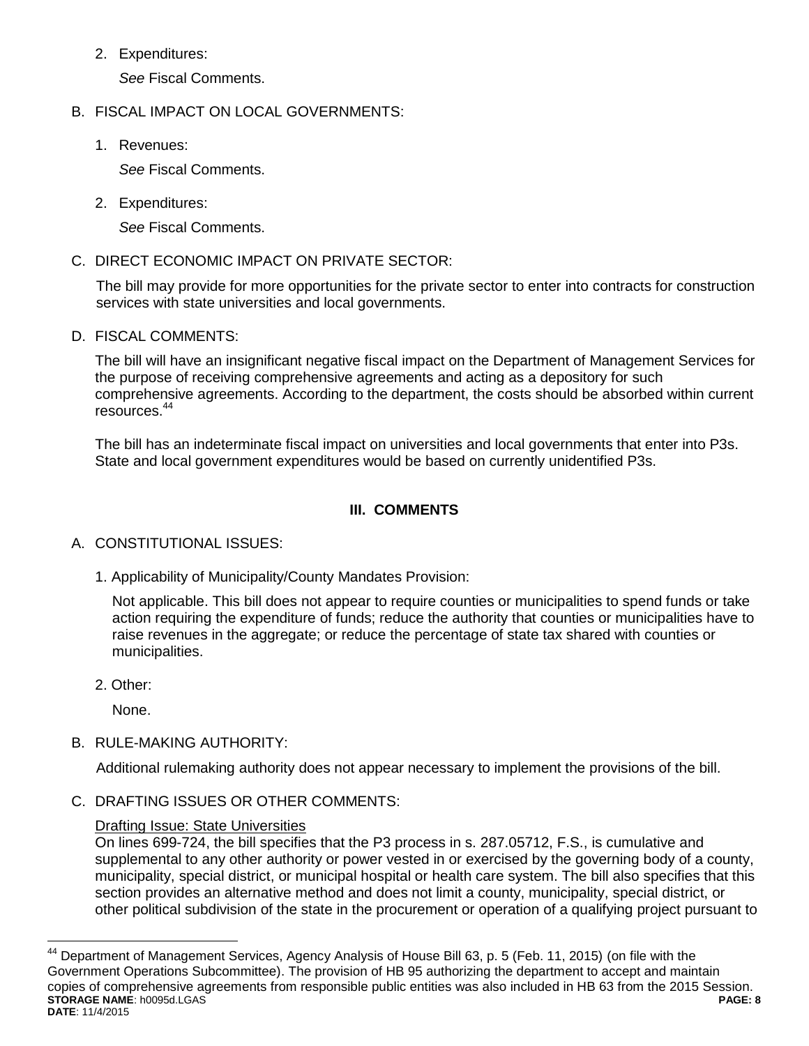2. Expenditures:

   *See* Fiscal Comments.

B. FISCAL IMPACT ON LOCAL GOVERNMENTS:

1. Revenues:

   *See* Fiscal Comments.

2. Expenditures:

   *See* Fiscal Comments.

C. DIRECT ECONOMIC IMPACT ON PRIVATE SECTOR:

The bill may provide for more opportunities for the private sector to enter into contracts for construction services with state universities and local governments.

D. FISCAL COMMENTS:

The bill will have an insignificant negative fiscal impact on the Department of Management Services for the purpose of receiving comprehensive agreements and acting as a depository for such comprehensive agreements. According to the department, the costs should be absorbed within current resources.[44]

The bill has an indeterminate fiscal impact on universities and local governments that enter into P3s. State and local government expenditures would be based on currently unidentified P3s.

## III. COMMENTS

A. CONSTITUTIONAL ISSUES:

1. Applicability of Municipality/County Mandates Provision:

   Not applicable. This bill does not appear to require counties or municipalities to spend funds or take action requiring the expenditure of funds; reduce the authority that counties or municipalities have to raise revenues in the aggregate; or reduce the percentage of state tax shared with counties or municipalities.

2. Other:

   None.

B. RULE-MAKING AUTHORITY:

Additional rulemaking authority does not appear necessary to implement the provisions of the bill.

C. DRAFTING ISSUES OR OTHER COMMENTS:

Drafting Issue: State Universities

On lines 699-724, the bill specifies that the P3 process in s. 287.05712, F.S., is cumulative and supplemental to any other authority or power vested in or exercised by the governing body of a county, municipality, special district, or municipal hospital or health care system. The bill also specifies that this section provides an alternative method and does not limit a county, municipality, special district, or other political subdivision of the state in the procurement or operation of a qualifying project pursuant to

---

[44] Department of Management Services, Agency Analysis of House Bill 63, p. 5 (Feb. 11, 2015) (on file with the Government Operations Subcommittee). The provision of HB 95 authorizing the department to accept and maintain copies of comprehensive agreements from responsible public entities was also included in HB 63 from the 2015 Session.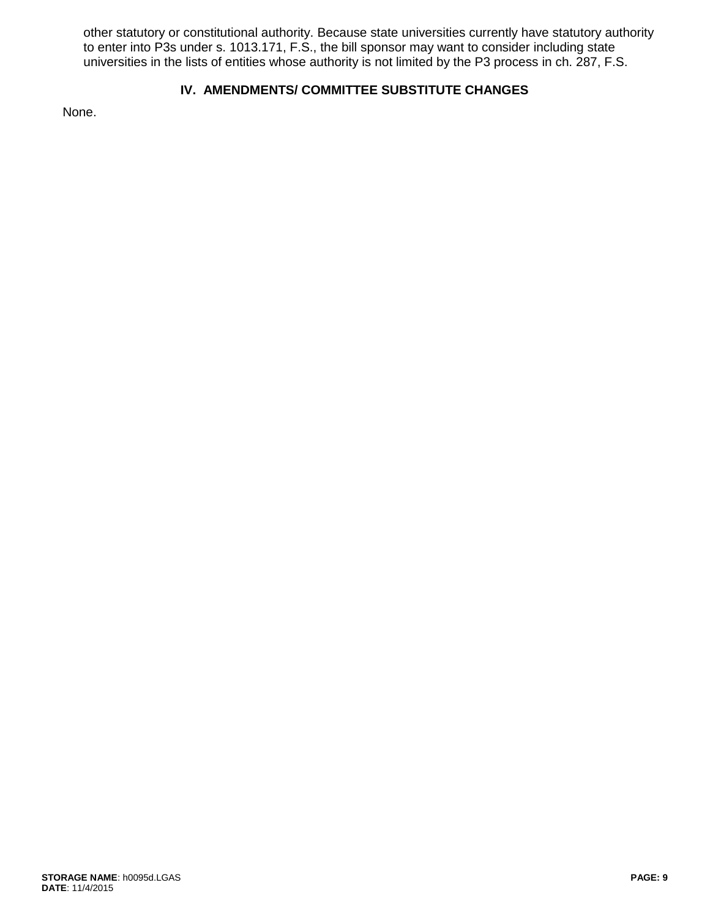other statutory or constitutional authority. Because state universities currently have statutory authority to enter into P3s under s. 1013.171, F.S., the bill sponsor may want to consider including state universities in the lists of entities whose authority is not limited by the P3 process in ch. 287, F.S.

## IV. AMENDMENTS/ COMMITTEE SUBSTITUTE CHANGES

None.